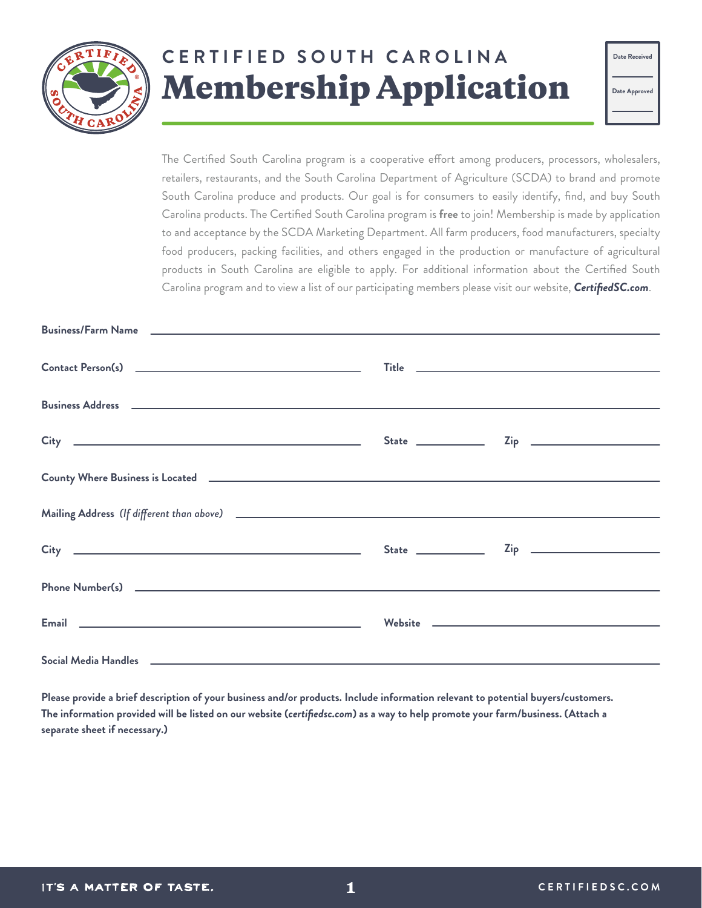# CERTIFIED SOUTH CAROLINA

# Membership Application

Date Received ________

Date Approved ________

The Certified South Carolina program is a cooperative effort among producers, processors, wholesalers, retailers, restaurants, and the South Carolina Department of Agriculture (SCDA) to brand and promote South Carolina produce and products. Our goal is for consumers to easily identify, find, and buy South Carolina products. The Certified South Carolina program is **free** to join! Membership is made by application to and acceptance by the SCDA Marketing Department. All farm producers, food manufacturers, specialty food producers, packing facilities, and others engaged in the production or manufacture of agricultural products in South Carolina are eligible to apply. For additional information about the Certified South Carolina program and to view a list of our participating members please visit our website, ***CertifiedSC.com***.

**Business/Farm Name** ________________________________________

**Contact Person(s)** ____________________ **Title** ____________________

**Business Address** ________________________________________

**City** ____________________ **State** ________ **Zip** ____________

**County Where Business is Located** ________________________________________

**Mailing Address** *(If different than above)* ________________________________________

**City** ____________________ **State** ________ **Zip** ____________

**Phone Number(s)** ________________________________________

**Email** ____________________ **Website** ____________________

**Social Media Handles** ________________________________________

**Please provide a brief description of your business and/or products. Include information relevant to potential buyers/customers. The information provided will be listed on our website (*certifiedsc.com*) as a way to help promote your farm/business. (Attach a separate sheet if necessary.)**

IT'S A MATTER OF TASTE.

CERTIFIEDSC.COM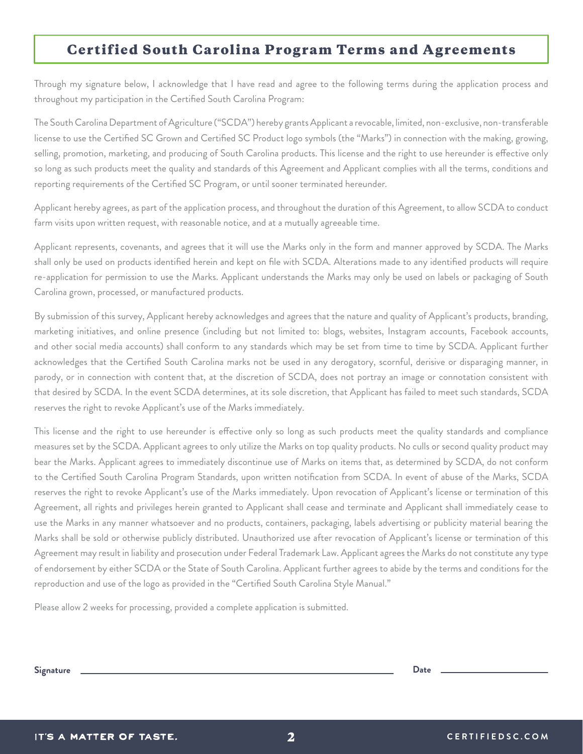# Certified South Carolina Program Terms and Agreements

Through my signature below, I acknowledge that I have read and agree to the following terms during the application process and throughout my participation in the Certified South Carolina Program:

The South Carolina Department of Agriculture ("SCDA") hereby grants Applicant a revocable, limited, non-exclusive, non-transferable license to use the Certified SC Grown and Certified SC Product logo symbols (the "Marks") in connection with the making, growing, selling, promotion, marketing, and producing of South Carolina products. This license and the right to use hereunder is effective only so long as such products meet the quality and standards of this Agreement and Applicant complies with all the terms, conditions and reporting requirements of the Certified SC Program, or until sooner terminated hereunder.

Applicant hereby agrees, as part of the application process, and throughout the duration of this Agreement, to allow SCDA to conduct farm visits upon written request, with reasonable notice, and at a mutually agreeable time.

Applicant represents, covenants, and agrees that it will use the Marks only in the form and manner approved by SCDA. The Marks shall only be used on products identified herein and kept on file with SCDA. Alterations made to any identified products will require re-application for permission to use the Marks. Applicant understands the Marks may only be used on labels or packaging of South Carolina grown, processed, or manufactured products.

By submission of this survey, Applicant hereby acknowledges and agrees that the nature and quality of Applicant's products, branding, marketing initiatives, and online presence (including but not limited to: blogs, websites, Instagram accounts, Facebook accounts, and other social media accounts) shall conform to any standards which may be set from time to time by SCDA. Applicant further acknowledges that the Certified South Carolina marks not be used in any derogatory, scornful, derisive or disparaging manner, in parody, or in connection with content that, at the discretion of SCDA, does not portray an image or connotation consistent with that desired by SCDA. In the event SCDA determines, at its sole discretion, that Applicant has failed to meet such standards, SCDA reserves the right to revoke Applicant's use of the Marks immediately.

This license and the right to use hereunder is effective only so long as such products meet the quality standards and compliance measures set by the SCDA. Applicant agrees to only utilize the Marks on top quality products. No culls or second quality product may bear the Marks. Applicant agrees to immediately discontinue use of Marks on items that, as determined by SCDA, do not conform to the Certified South Carolina Program Standards, upon written notification from SCDA. In event of abuse of the Marks, SCDA reserves the right to revoke Applicant's use of the Marks immediately. Upon revocation of Applicant's license or termination of this Agreement, all rights and privileges herein granted to Applicant shall cease and terminate and Applicant shall immediately cease to use the Marks in any manner whatsoever and no products, containers, packaging, labels advertising or publicity material bearing the Marks shall be sold or otherwise publicly distributed. Unauthorized use after revocation of Applicant's license or termination of this Agreement may result in liability and prosecution under Federal Trademark Law. Applicant agrees the Marks do not constitute any type of endorsement by either SCDA or the State of South Carolina. Applicant further agrees to abide by the terms and conditions for the reproduction and use of the logo as provided in the "Certified South Carolina Style Manual."

Please allow 2 weeks for processing, provided a complete application is submitted.

**Signature** ______________________________ **Date** ______________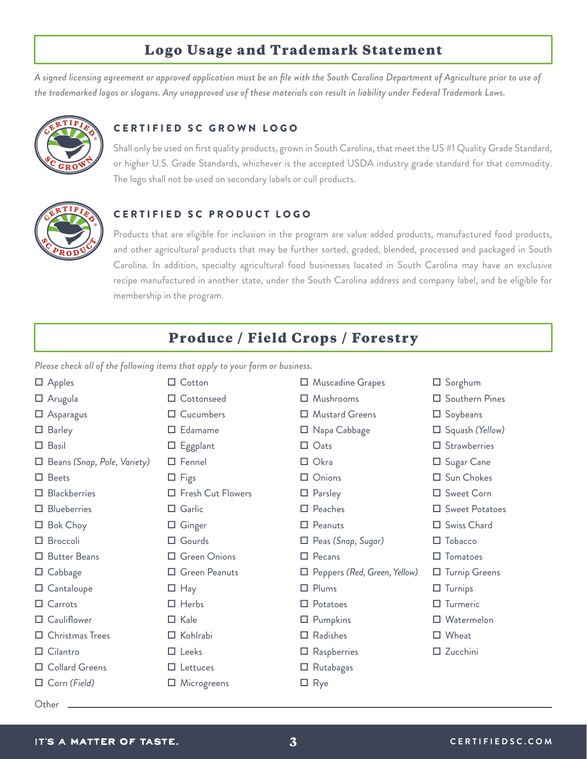## Logo Usage and Trademark Statement

*A signed licensing agreement or approved application must be on file with the South Carolina Department of Agriculture prior to use of the trademarked logos or slogans. Any unapproved use of these materials can result in liability under Federal Trademark Laws.*

### CERTIFIED SC GROWN LOGO

Shall only be used on first quality products, grown in South Carolina, that meet the US #1 Quality Grade Standard, or higher U.S. Grade Standards, whichever is the accepted USDA industry grade standard for that commodity. The logo shall not be used on secondary labels or cull products.

### CERTIFIED SC PRODUCT LOGO

Products that are eligible for inclusion in the program are value added products, manufactured food products, and other agricultural products that may be further sorted, graded, blended, processed and packaged in South Carolina. In addition, specialty agricultural food businesses located in South Carolina may have an exclusive recipe manufactured in another state, under the South Carolina address and company label, and be eligible for membership in the program.

## Produce / Field Crops / Forestry

*Please check all of the following items that apply to your farm or business.*

- ☐ Apples
- ☐ Arugula
- ☐ Asparagus
- ☐ Barley
- ☐ Basil
- ☐ Beans *(Snap, Pole, Variety)*
- ☐ Beets
- ☐ Blackberries
- ☐ Blueberries
- ☐ Bok Choy
- ☐ Broccoli
- ☐ Butter Beans
- ☐ Cabbage
- ☐ Cantaloupe
- ☐ Carrots
- ☐ Cauliflower
- ☐ Christmas Trees
- ☐ Cilantro
- ☐ Collard Greens
- ☐ Corn *(Field)*
- ☐ Cotton
- ☐ Cottonseed
- ☐ Cucumbers
- ☐ Edamame
- ☐ Eggplant
- ☐ Fennel
- ☐ Figs
- ☐ Fresh Cut Flowers
- ☐ Garlic
- ☐ Ginger
- ☐ Gourds
- ☐ Green Onions
- ☐ Green Peanuts
- ☐ Hay
- ☐ Herbs
- ☐ Kale
- ☐ Kohlrabi
- ☐ Leeks
- ☐ Lettuces
- ☐ Microgreens
- ☐ Muscadine Grapes
- ☐ Mushrooms
- ☐ Mustard Greens
- ☐ Napa Cabbage
- ☐ Oats
- ☐ Okra
- ☐ Onions
- ☐ Parsley
- ☐ Peaches
- ☐ Peanuts
- ☐ Peas *(Snap, Sugar)*
- ☐ Pecans
- ☐ Peppers *(Red, Green, Yellow)*
- ☐ Plums
- ☐ Potatoes
- ☐ Pumpkins
- ☐ Radishes
- ☐ Raspberries
- ☐ Rutabagas
- ☐ Rye
- ☐ Sorghum
- ☐ Southern Pines
- ☐ Soybeans
- ☐ Squash *(Yellow)*
- ☐ Strawberries
- ☐ Sugar Cane
- ☐ Sun Chokes
- ☐ Sweet Corn
- ☐ Sweet Potatoes
- ☐ Swiss Chard
- ☐ Tobacco
- ☐ Tomatoes
- ☐ Turnip Greens
- ☐ Turnips
- ☐ Turmeric
- ☐ Watermelon
- ☐ Wheat
- ☐ Zucchini

Other ______________________________________________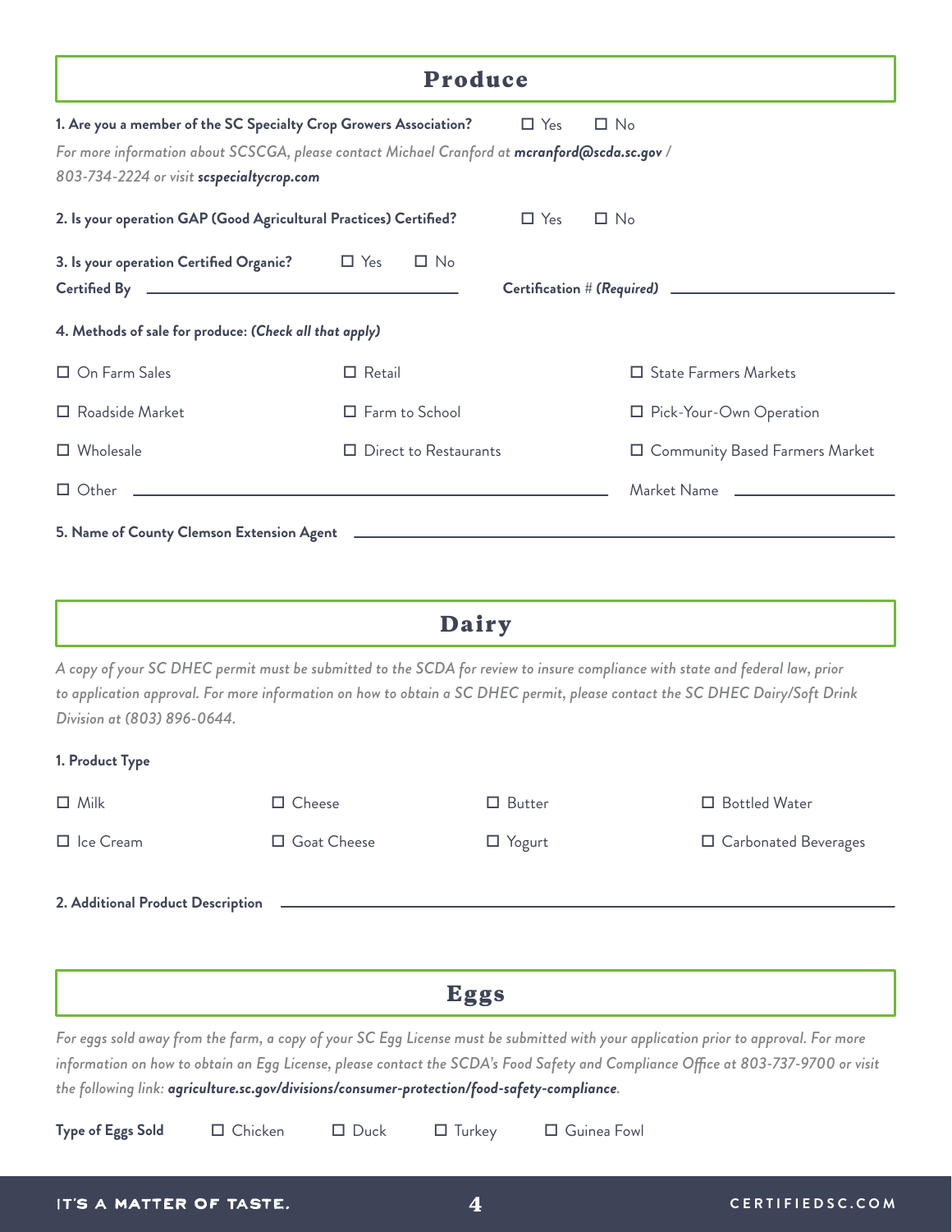## Produce

**1. Are you a member of the SC Specialty Crop Growers Association?** ☐ Yes ☐ No

*For more information about SCSCGA, please contact Michael Cranford at **mcranford@scda.sc.gov** / 803-734-2224 or visit **scspecialtycrop.com***

**2. Is your operation GAP (Good Agricultural Practices) Certified?** ☐ Yes ☐ No

**3. Is your operation Certified Organic?** ☐ Yes ☐ No

**Certified By** ______________________ **Certification # *(Required)*** ______________________

**4. Methods of sale for produce: *(Check all that apply)***

| | | |
|---|---|---|
| ☐ On Farm Sales | ☐ Retail | ☐ State Farmers Markets |
| ☐ Roadside Market | ☐ Farm to School | ☐ Pick-Your-Own Operation |
| ☐ Wholesale | ☐ Direct to Restaurants | ☐ Community Based Farmers Market |

☐ Other ______________________ Market Name ______________________

**5. Name of County Clemson Extension Agent** ______________________

## Dairy

*A copy of your SC DHEC permit must be submitted to the SCDA for review to insure compliance with state and federal law, prior to application approval. For more information on how to obtain a SC DHEC permit, please contact the SC DHEC Dairy/Soft Drink Division at (803) 896-0644.*

**1. Product Type**

| | | | |
|---|---|---|---|
| ☐ Milk | ☐ Cheese | ☐ Butter | ☐ Bottled Water |
| ☐ Ice Cream | ☐ Goat Cheese | ☐ Yogurt | ☐ Carbonated Beverages |

**2. Additional Product Description** ______________________

## Eggs

*For eggs sold away from the farm, a copy of your SC Egg License must be submitted with your application prior to approval. For more information on how to obtain an Egg License, please contact the SCDA's Food Safety and Compliance Office at 803-737-9700 or visit the following link: **agriculture.sc.gov/divisions/consumer-protection/food-safety-compliance**.*

**Type of Eggs Sold** ☐ Chicken ☐ Duck ☐ Turkey ☐ Guinea Fowl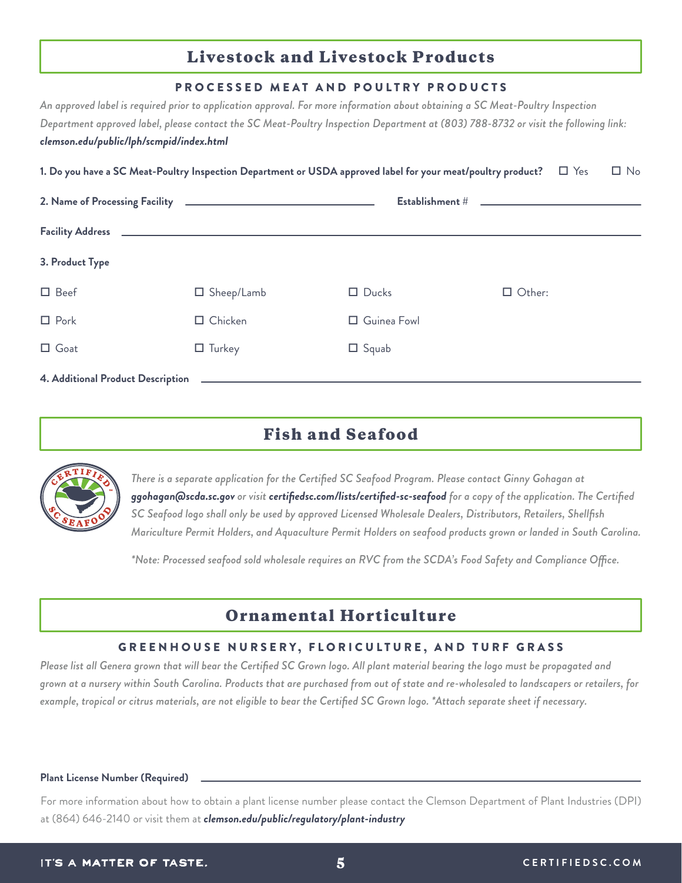## Livestock and Livestock Products

### PROCESSED MEAT AND POULTRY PRODUCTS

*An approved label is required prior to application approval. For more information about obtaining a SC Meat-Poultry Inspection Department approved label, please contact the SC Meat-Poultry Inspection Department at (803) 788-8732 or visit the following link:* ***clemson.edu/public/lph/scmpid/index.html***

**1. Do you have a SC Meat-Poultry Inspection Department or USDA approved label for your meat/poultry product?** ☐ Yes ☐ No

**2. Name of Processing Facility** ______________________ **Establishment #** ______________________

**Facility Address** ______________________________________________

**3. Product Type**

| | | | |
|---|---|---|---|
| ☐ Beef | ☐ Sheep/Lamb | ☐ Ducks | ☐ Other: |
| ☐ Pork | ☐ Chicken | ☐ Guinea Fowl | |
| ☐ Goat | ☐ Turkey | ☐ Squab | |

**4. Additional Product Description** ______________________________________________

## Fish and Seafood

*There is a separate application for the Certified SC Seafood Program. Please contact Ginny Gohagan at* ***ggohagan@scda.sc.gov*** *or visit* ***certifiedsc.com/lists/certified-sc-seafood*** *for a copy of the application. The Certified SC Seafood logo shall only be used by approved Licensed Wholesale Dealers, Distributors, Retailers, Shellfish Mariculture Permit Holders, and Aquaculture Permit Holders on seafood products grown or landed in South Carolina.*

**Note: Processed seafood sold wholesale requires an RVC from the SCDA's Food Safety and Compliance Office.*

## Ornamental Horticulture

### GREENHOUSE NURSERY, FLORICULTURE, AND TURF GRASS

*Please list all Genera grown that will bear the Certified SC Grown logo. All plant material bearing the logo must be propagated and grown at a nursery within South Carolina. Products that are purchased from out of state and re-wholesaled to landscapers or retailers, for example, tropical or citrus materials, are not eligible to bear the Certified SC Grown logo. *Attach separate sheet if necessary.*

**Plant License Number (Required)** ______________________________________________

For more information about how to obtain a plant license number please contact the Clemson Department of Plant Industries (DPI) at (864) 646-2140 or visit them at ***clemson.edu/public/regulatory/plant-industry***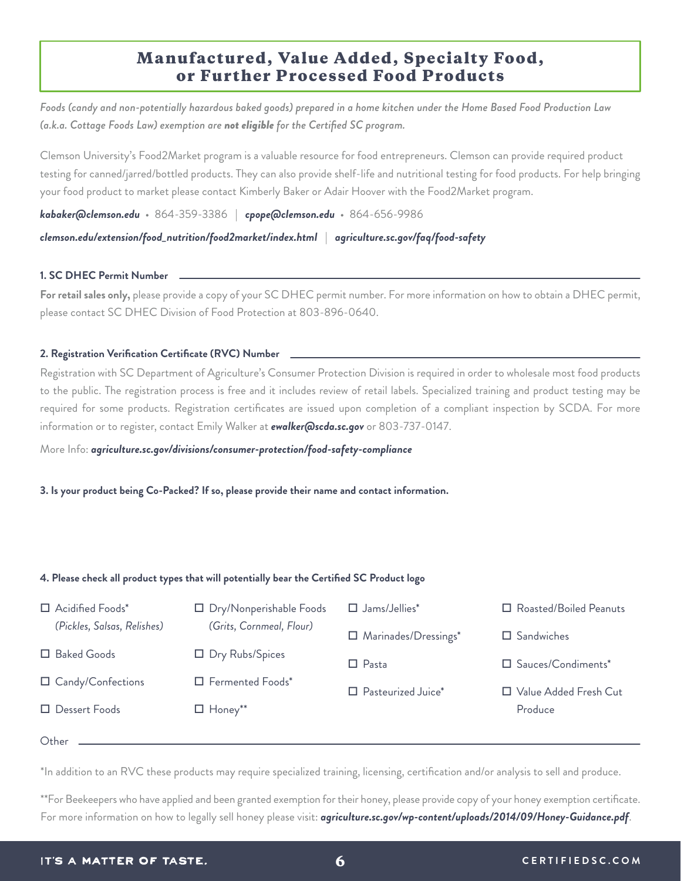# Manufactured, Value Added, Specialty Food, or Further Processed Food Products

*Foods (candy and non-potentially hazardous baked goods) prepared in a home kitchen under the Home Based Food Production Law (a.k.a. Cottage Foods Law) exemption are **not eligible** for the Certified SC program.*

Clemson University's Food2Market program is a valuable resource for food entrepreneurs. Clemson can provide required product testing for canned/jarred/bottled products. They can also provide shelf-life and nutritional testing for food products. For help bringing your food product to market please contact Kimberly Baker or Adair Hoover with the Food2Market program.

***kabaker@clemson.edu*** • 864-359-3386 | ***cpope@clemson.edu*** • 864-656-9986

***clemson.edu/extension/food_nutrition/food2market/index.html*** | ***agriculture.sc.gov/faq/food-safety***

**1. SC DHEC Permit Number** \_\_\_\_\_\_\_\_\_\_\_\_\_\_\_\_\_\_\_\_\_\_\_\_\_\_\_\_\_\_\_\_\_\_\_\_\_\_\_\_

**For retail sales only,** please provide a copy of your SC DHEC permit number. For more information on how to obtain a DHEC permit, please contact SC DHEC Division of Food Protection at 803-896-0640.

**2. Registration Verification Certificate (RVC) Number** \_\_\_\_\_\_\_\_\_\_\_\_\_\_\_\_\_\_\_\_\_\_\_\_\_\_\_\_\_\_\_\_\_\_\_\_\_\_\_\_

Registration with SC Department of Agriculture's Consumer Protection Division is required in order to wholesale most food products to the public. The registration process is free and it includes review of retail labels. Specialized training and product testing may be required for some products. Registration certificates are issued upon completion of a compliant inspection by SCDA. For more information or to register, contact Emily Walker at ***ewalker@scda.sc.gov*** or 803-737-0147.

More Info: ***agriculture.sc.gov/divisions/consumer-protection/food-safety-compliance***

**3. Is your product being Co-Packed? If so, please provide their name and contact information.**

**4. Please check all product types that will potentially bear the Certified SC Product logo**

- ☐ Acidified Foods* *(Pickles, Salsas, Relishes)*
- ☐ Baked Goods
- ☐ Candy/Confections
- ☐ Dessert Foods
- ☐ Dry/Nonperishable Foods *(Grits, Cornmeal, Flour)*
- ☐ Dry Rubs/Spices
- ☐ Fermented Foods*
- ☐ Honey**
- ☐ Jams/Jellies*
- ☐ Marinades/Dressings*
- ☐ Pasta
- ☐ Pasteurized Juice*
- ☐ Roasted/Boiled Peanuts
- ☐ Sandwiches
- ☐ Sauces/Condiments*
- ☐ Value Added Fresh Cut Produce

Other \_\_\_\_\_\_\_\_\_\_\_\_\_\_\_\_\_\_\_\_\_\_\_\_\_\_\_\_\_\_\_\_\_\_\_\_\_\_\_\_

*In addition to an RVC these products may require specialized training, licensing, certification and/or analysis to sell and produce.

**For Beekeepers who have applied and been granted exemption for their honey, please provide copy of your honey exemption certificate. For more information on how to legally sell honey please visit: ***agriculture.sc.gov/wp-content/uploads/2014/09/Honey-Guidance.pdf***.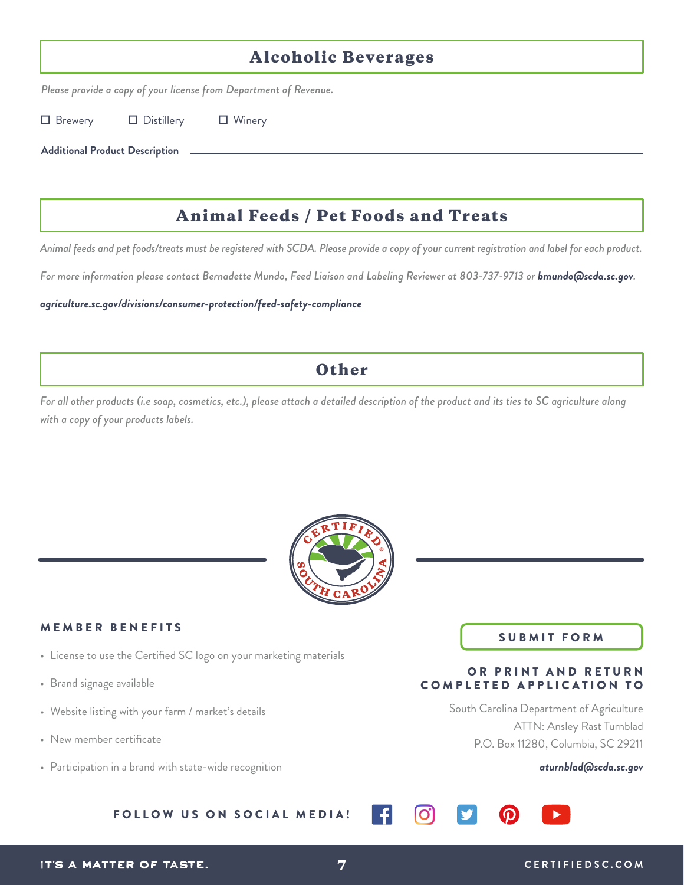## Alcoholic Beverages

*Please provide a copy of your license from Department of Revenue.*

☐ Brewery ☐ Distillery ☐ Winery

**Additional Product Description** \_\_\_\_\_\_\_\_\_\_\_\_\_\_\_\_\_\_\_\_\_\_\_\_\_\_\_\_\_\_

## Animal Feeds / Pet Foods and Treats

*Animal feeds and pet foods/treats must be registered with SCDA. Please provide a copy of your current registration and label for each product.*

*For more information please contact Bernadette Mundo, Feed Liaison and Labeling Reviewer at 803-737-9713 or* ***bmundo@scda.sc.gov****.*

***agriculture.sc.gov/divisions/consumer-protection/feed-safety-compliance***

## Other

*For all other products (i.e soap, cosmetics, etc.), please attach a detailed description of the product and its ties to SC agriculture along with a copy of your products labels.*

### MEMBER BENEFITS

- License to use the Certified SC logo on your marketing materials
- Brand signage available
- Website listing with your farm / market's details
- New member certificate
- Participation in a brand with state-wide recognition

**SUBMIT FORM**

**OR PRINT AND RETURN COMPLETED APPLICATION TO**

South Carolina Department of Agriculture
ATTN: Ansley Rast Turnblad
P.O. Box 11280, Columbia, SC 29211

***aturnblad@scda.sc.gov***

**FOLLOW US ON SOCIAL MEDIA!**

IT'S A MATTER OF TASTE. CERTIFIEDSC.COM